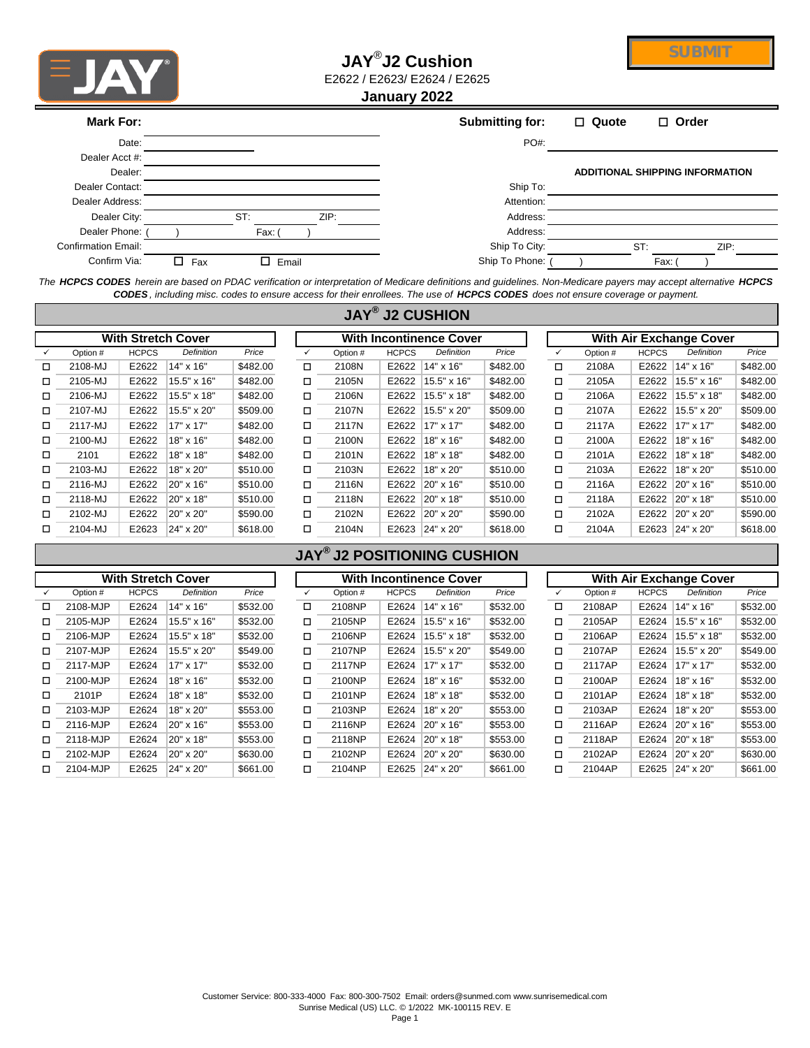# JAY® J2 Cushion

E2622 / E2623/ E2624 / E2625

**January 2022**

SUBMIT

**Mark For:**

Date: ____________________

Dealer Acct #: ____________________

Dealer: ____________________

Dealer Contact: ____________________

Dealer Address: ____________________

Dealer City: ________ ST: ________ ZIP: ________

Dealer Phone: (    ) ________ Fax: (    ) ________

Confirmation Email: ____________________

Confirm Via: ☐ Fax ☐ Email

**Submitting for:** ☐ **Quote** ☐ **Order**

PO#: ____________________

**ADDITIONAL SHIPPING INFORMATION**

Ship To: ____________________

Attention: ____________________

Address: ____________________

Address: ____________________

Ship To City: ________ ST: ________ ZIP: ________

Ship To Phone: (    ) ________ Fax: (    ) ________

*The **HCPCS CODES** herein are based on PDAC verification or interpretation of Medicare definitions and guidelines. Non-Medicare payers may accept alternative **HCPCS CODES**, including misc. codes to ensure access for their enrollees. The use of **HCPCS CODES** does not ensure coverage or payment.*

## JAY® J2 CUSHION

**With Stretch Cover**

| ✓ | Option # | HCPCS | Definition | Price |
|---|---|---|---|---|
| ☐ | 2108-MJ | E2622 | 14" x 16" | $482.00 |
| ☐ | 2105-MJ | E2622 | 15.5" x 16" | $482.00 |
| ☐ | 2106-MJ | E2622 | 15.5" x 18" | $482.00 |
| ☐ | 2107-MJ | E2622 | 15.5" x 20" | $509.00 |
| ☐ | 2117-MJ | E2622 | 17" x 17" | $482.00 |
| ☐ | 2100-MJ | E2622 | 18" x 16" | $482.00 |
| ☐ | 2101 | E2622 | 18" x 18" | $482.00 |
| ☐ | 2103-MJ | E2622 | 18" x 20" | $510.00 |
| ☐ | 2116-MJ | E2622 | 20" x 16" | $510.00 |
| ☐ | 2118-MJ | E2622 | 20" x 18" | $510.00 |
| ☐ | 2102-MJ | E2622 | 20" x 20" | $590.00 |
| ☐ | 2104-MJ | E2623 | 24" x 20" | $618.00 |

**With Incontinence Cover**

| ✓ | Option # | HCPCS | Definition | Price |
|---|---|---|---|---|
| ☐ | 2108N | E2622 | 14" x 16" | $482.00 |
| ☐ | 2105N | E2622 | 15.5" x 16" | $482.00 |
| ☐ | 2106N | E2622 | 15.5" x 18" | $482.00 |
| ☐ | 2107N | E2622 | 15.5" x 20" | $509.00 |
| ☐ | 2117N | E2622 | 17" x 17" | $482.00 |
| ☐ | 2100N | E2622 | 18" x 16" | $482.00 |
| ☐ | 2101N | E2622 | 18" x 18" | $482.00 |
| ☐ | 2103N | E2622 | 18" x 20" | $510.00 |
| ☐ | 2116N | E2622 | 20" x 16" | $510.00 |
| ☐ | 2118N | E2622 | 20" x 18" | $510.00 |
| ☐ | 2102N | E2622 | 20" x 20" | $590.00 |
| ☐ | 2104N | E2623 | 24" x 20" | $618.00 |

**With Air Exchange Cover**

| ✓ | Option # | HCPCS | Definition | Price |
|---|---|---|---|---|
| ☐ | 2108A | E2622 | 14" x 16" | $482.00 |
| ☐ | 2105A | E2622 | 15.5" x 16" | $482.00 |
| ☐ | 2106A | E2622 | 15.5" x 18" | $482.00 |
| ☐ | 2107A | E2622 | 15.5" x 20" | $509.00 |
| ☐ | 2117A | E2622 | 17" x 17" | $482.00 |
| ☐ | 2100A | E2622 | 18" x 16" | $482.00 |
| ☐ | 2101A | E2622 | 18" x 18" | $482.00 |
| ☐ | 2103A | E2622 | 18" x 20" | $510.00 |
| ☐ | 2116A | E2622 | 20" x 16" | $510.00 |
| ☐ | 2118A | E2622 | 20" x 18" | $510.00 |
| ☐ | 2102A | E2622 | 20" x 20" | $590.00 |
| ☐ | 2104A | E2623 | 24" x 20" | $618.00 |

## JAY® J2 POSITIONING CUSHION

**With Stretch Cover**

| ✓ | Option # | HCPCS | Definition | Price |
|---|---|---|---|---|
| ☐ | 2108-MJP | E2624 | 14" x 16" | $532.00 |
| ☐ | 2105-MJP | E2624 | 15.5" x 16" | $532.00 |
| ☐ | 2106-MJP | E2624 | 15.5" x 18" | $532.00 |
| ☐ | 2107-MJP | E2624 | 15.5" x 20" | $549.00 |
| ☐ | 2117-MJP | E2624 | 17" x 17" | $532.00 |
| ☐ | 2100-MJP | E2624 | 18" x 16" | $532.00 |
| ☐ | 2101P | E2624 | 18" x 18" | $532.00 |
| ☐ | 2103-MJP | E2624 | 18" x 20" | $553.00 |
| ☐ | 2116-MJP | E2624 | 20" x 16" | $553.00 |
| ☐ | 2118-MJP | E2624 | 20" x 18" | $553.00 |
| ☐ | 2102-MJP | E2624 | 20" x 20" | $630.00 |
| ☐ | 2104-MJP | E2625 | 24" x 20" | $661.00 |

**With Incontinence Cover**

| ✓ | Option # | HCPCS | Definition | Price |
|---|---|---|---|---|
| ☐ | 2108NP | E2624 | 14" x 16" | $532.00 |
| ☐ | 2105NP | E2624 | 15.5" x 16" | $532.00 |
| ☐ | 2106NP | E2624 | 15.5" x 18" | $532.00 |
| ☐ | 2107NP | E2624 | 15.5" x 20" | $549.00 |
| ☐ | 2117NP | E2624 | 17" x 17" | $532.00 |
| ☐ | 2100NP | E2624 | 18" x 16" | $532.00 |
| ☐ | 2101NP | E2624 | 18" x 18" | $532.00 |
| ☐ | 2103NP | E2624 | 18" x 20" | $553.00 |
| ☐ | 2116NP | E2624 | 20" x 16" | $553.00 |
| ☐ | 2118NP | E2624 | 20" x 18" | $553.00 |
| ☐ | 2102NP | E2624 | 20" x 20" | $630.00 |
| ☐ | 2104NP | E2625 | 24" x 20" | $661.00 |

**With Air Exchange Cover**

| ✓ | Option # | HCPCS | Definition | Price |
|---|---|---|---|---|
| ☐ | 2108AP | E2624 | 14" x 16" | $532.00 |
| ☐ | 2105AP | E2624 | 15.5" x 16" | $532.00 |
| ☐ | 2106AP | E2624 | 15.5" x 18" | $532.00 |
| ☐ | 2107AP | E2624 | 15.5" x 20" | $549.00 |
| ☐ | 2117AP | E2624 | 17" x 17" | $532.00 |
| ☐ | 2100AP | E2624 | 18" x 16" | $532.00 |
| ☐ | 2101AP | E2624 | 18" x 18" | $532.00 |
| ☐ | 2103AP | E2624 | 18" x 20" | $553.00 |
| ☐ | 2116AP | E2624 | 20" x 16" | $553.00 |
| ☐ | 2118AP | E2624 | 20" x 18" | $553.00 |
| ☐ | 2102AP | E2624 | 20" x 20" | $630.00 |
| ☐ | 2104AP | E2625 | 24" x 20" | $661.00 |

Customer Service: 800-333-4000 Fax: 800-300-7502 Email: orders@sunmed.com www.sunrisemedical.com
Sunrise Medical (US) LLC. © 1/2022 MK-100115 REV. E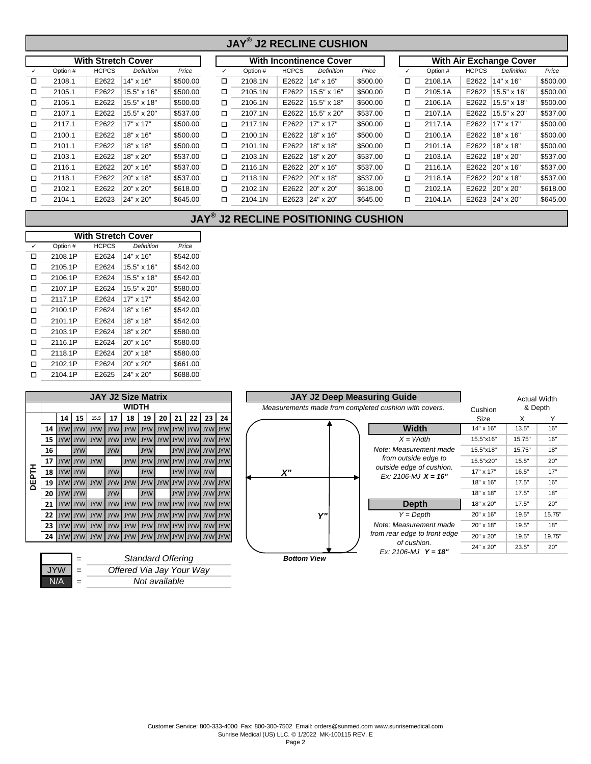# JAY® J2 RECLINE CUSHION

### With Stretch Cover

| ✓ | Option # | HCPCS | Definition | Price |
|---|---|---|---|---|
| ☐ | 2108.1 | E2622 | 14" x 16" | $500.00 |
| ☐ | 2105.1 | E2622 | 15.5" x 16" | $500.00 |
| ☐ | 2106.1 | E2622 | 15.5" x 18" | $500.00 |
| ☐ | 2107.1 | E2622 | 15.5" x 20" | $537.00 |
| ☐ | 2117.1 | E2622 | 17" x 17" | $500.00 |
| ☐ | 2100.1 | E2622 | 18" x 16" | $500.00 |
| ☐ | 2101.1 | E2622 | 18" x 18" | $500.00 |
| ☐ | 2103.1 | E2622 | 18" x 20" | $537.00 |
| ☐ | 2116.1 | E2622 | 20" x 16" | $537.00 |
| ☐ | 2118.1 | E2622 | 20" x 18" | $537.00 |
| ☐ | 2102.1 | E2622 | 20" x 20" | $618.00 |
| ☐ | 2104.1 | E2623 | 24" x 20" | $645.00 |

### With Incontinence Cover

| ✓ | Option # | HCPCS | Definition | Price |
|---|---|---|---|---|
| ☐ | 2108.1N | E2622 | 14" x 16" | $500.00 |
| ☐ | 2105.1N | E2622 | 15.5" x 16" | $500.00 |
| ☐ | 2106.1N | E2622 | 15.5" x 18" | $500.00 |
| ☐ | 2107.1N | E2622 | 15.5" x 20" | $537.00 |
| ☐ | 2117.1N | E2622 | 17" x 17" | $500.00 |
| ☐ | 2100.1N | E2622 | 18" x 16" | $500.00 |
| ☐ | 2101.1N | E2622 | 18" x 18" | $500.00 |
| ☐ | 2103.1N | E2622 | 18" x 20" | $537.00 |
| ☐ | 2116.1N | E2622 | 20" x 16" | $537.00 |
| ☐ | 2118.1N | E2622 | 20" x 18" | $537.00 |
| ☐ | 2102.1N | E2622 | 20" x 20" | $618.00 |
| ☐ | 2104.1N | E2623 | 24" x 20" | $645.00 |

### With Air Exchange Cover

| ✓ | Option # | HCPCS | Definition | Price |
|---|---|---|---|---|
| ☐ | 2108.1A | E2622 | 14" x 16" | $500.00 |
| ☐ | 2105.1A | E2622 | 15.5" x 16" | $500.00 |
| ☐ | 2106.1A | E2622 | 15.5" x 18" | $500.00 |
| ☐ | 2107.1A | E2622 | 15.5" x 20" | $537.00 |
| ☐ | 2117.1A | E2622 | 17" x 17" | $500.00 |
| ☐ | 2100.1A | E2622 | 18" x 16" | $500.00 |
| ☐ | 2101.1A | E2622 | 18" x 18" | $500.00 |
| ☐ | 2103.1A | E2622 | 18" x 20" | $537.00 |
| ☐ | 2116.1A | E2622 | 20" x 16" | $537.00 |
| ☐ | 2118.1A | E2622 | 20" x 18" | $537.00 |
| ☐ | 2102.1A | E2622 | 20" x 20" | $618.00 |
| ☐ | 2104.1A | E2623 | 24" x 20" | $645.00 |

# JAY® J2 RECLINE POSITIONING CUSHION

### With Stretch Cover

| ✓ | Option # | HCPCS | Definition | Price |
|---|---|---|---|---|
| ☐ | 2108.1P | E2624 | 14" x 16" | $542.00 |
| ☐ | 2105.1P | E2624 | 15.5" x 16" | $542.00 |
| ☐ | 2106.1P | E2624 | 15.5" x 18" | $542.00 |
| ☐ | 2107.1P | E2624 | 15.5" x 20" | $580.00 |
| ☐ | 2117.1P | E2624 | 17" x 17" | $542.00 |
| ☐ | 2100.1P | E2624 | 18" x 16" | $542.00 |
| ☐ | 2101.1P | E2624 | 18" x 18" | $542.00 |
| ☐ | 2103.1P | E2624 | 18" x 20" | $580.00 |
| ☐ | 2116.1P | E2624 | 20" x 16" | $580.00 |
| ☐ | 2118.1P | E2624 | 20" x 18" | $580.00 |
| ☐ | 2102.1P | E2624 | 20" x 20" | $661.00 |
| ☐ | 2104.1P | E2625 | 24" x 20" | $688.00 |

### JAY J2 Size Matrix

| DEPTH \ WIDTH | 14 | 15 | 15.5 | 17 | 18 | 19 | 20 | 21 | 22 | 23 | 24 |
|---|---|---|---|---|---|---|---|---|---|---|---|
| 14 | JYW | JYW | JYW | JYW | JYW | JYW | JYW | JYW | JYW | JYW | JYW |
| 15 | JYW | JYW | JYW | JYW | JYW | JYW | JYW | JYW | JYW | JYW | JYW |
| 16 | | JYW | | JYW | | JYW | | JYW | JYW | JYW | JYW |
| 17 | JYW | JYW | JYW | | JYW | JYW | JYW | JYW | JYW | JYW | JYW |
| 18 | JYW | JYW | | JYW | | JYW | | JYW | JYW | JYW | |
| 19 | JYW | JYW | JYW | JYW | JYW | JYW | JYW | JYW | JYW | JYW | JYW |
| 20 | JYW | JYW | | JYW | | JYW | | JYW | JYW | JYW | JYW |
| 21 | JYW | JYW | JYW | JYW | JYW | JYW | JYW | JYW | JYW | JYW | JYW |
| 22 | JYW | JYW | JYW | JYW | JYW | JYW | JYW | JYW | JYW | JYW | JYW |
| 23 | JYW | JYW | JYW | JYW | JYW | JYW | JYW | JYW | JYW | JYW | JYW |
| 24 | JYW | JYW | JYW | JYW | JYW | JYW | JYW | JYW | JYW | JYW | JYW |

| | | |
|---|---|---|
| (blank) | = | *Standard Offering* |
| JYW | = | *Offered Via Jay Your Way* |
| N/A | = | *Not available* |

### JAY J2 Deep Measuring Guide

*Measurements made from completed cushion with covers.*

X" — Y" — *Bottom View*

**Width**

*X = Width*

*Note: Measurement made from outside edge to outside edge of cushion. Ex: 2106-MJ* ***X = 16"***

**Depth**

*Y = Depth*

*Note: Measurement made from rear edge to front edge of cushion. Ex: 2106-MJ* ***Y = 18"***

| Cushion Size | Actual Width & Depth X | Y |
|---|---|---|
| 14" x 16" | 13.5" | 16" |
| 15.5"x16" | 15.75" | 16" |
| 15.5"x18" | 15.75" | 18" |
| 15.5"x20" | 15.5" | 20" |
| 17" x 17" | 16.5" | 17" |
| 18" x 16" | 17.5" | 16" |
| 18" x 18" | 17.5" | 18" |
| 18" x 20" | 17.5" | 20" |
| 20" x 16" | 19.5" | 15.75" |
| 20" x 18" | 19.5" | 18" |
| 20" x 20" | 19.5" | 19.75" |
| 24" x 20" | 23.5" | 20" |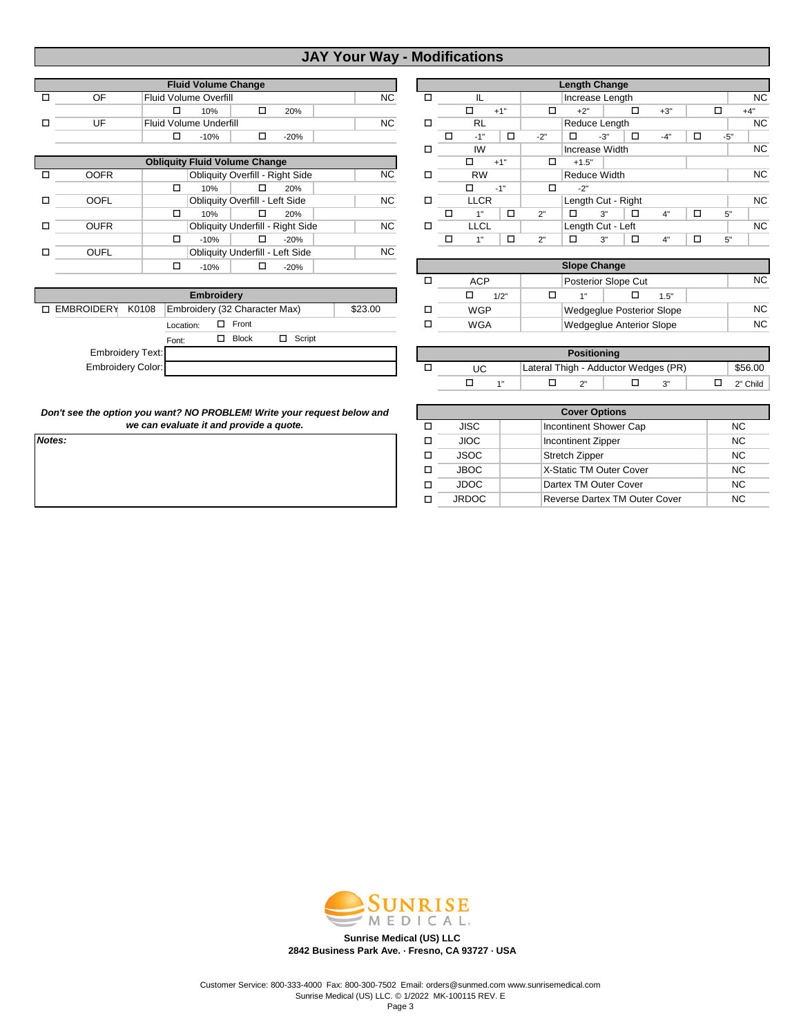# JAY Your Way - Modifications

### Fluid Volume Change

| | | | |
|---|---|---|---|
| ☐ | OF | Fluid Volume Overfill | NC |
| | | ☐ 10% ☐ 20% | |
| ☐ | UF | Fluid Volume Underfill | NC |
| | | ☐ -10% ☐ -20% | |

### Obliquity Fluid Volume Change

| | | | |
|---|---|---|---|
| ☐ | OOFR | Obliquity Overfill - Right Side | NC |
| | | ☐ 10% ☐ 20% | |
| ☐ | OOFL | Obliquity Overfill - Left Side | NC |
| | | ☐ 10% ☐ 20% | |
| ☐ | OUFR | Obliquity Underfill - Right Side | NC |
| | | ☐ -10% ☐ -20% | |
| ☐ | OUFL | Obliquity Underfill - Left Side | NC |
| | | ☐ -10% ☐ -20% | |

### Embroidery

| | | | |
|---|---|---|---|
| ☐ EMBROIDERY | K0108 | Embroidery (32 Character Max) | $23.00 |
| | | Location: ☐ Front | |
| | | Font: ☐ Block ☐ Script | |

Embroidery Text:

Embroidery Color:

***Don't see the option you want? NO PROBLEM! Write your request below and we can evaluate it and provide a quote.***

***Notes:***

### Length Change

| | | | |
|---|---|---|---|
| ☐ | IL | Increase Length | NC |
| | | ☐ +1" ☐ +2" ☐ +3" ☐ +4" | |
| ☐ | RL | Reduce Length | NC |
| | | ☐ -1" ☐ -2" ☐ -3" ☐ -4" ☐ -5" | |
| ☐ | IW | Increase Width | NC |
| | | ☐ +1" ☐ +1.5" | |
| ☐ | RW | Reduce Width | NC |
| | | ☐ -1" ☐ -2" | |
| ☐ | LLCR | Length Cut - Right | NC |
| | | ☐ 1" ☐ 2" ☐ 3" ☐ 4" ☐ 5" | |
| ☐ | LLCL | Length Cut - Left | NC |
| | | ☐ 1" ☐ 2" ☐ 3" ☐ 4" ☐ 5" | |

### Slope Change

| | | | |
|---|---|---|---|
| ☐ | ACP | Posterior Slope Cut | NC |
| | | ☐ 1/2" ☐ 1" ☐ 1.5" | |
| ☐ | WGP | Wedgeglue Posterior Slope | NC |
| ☐ | WGA | Wedgeglue Anterior Slope | NC |

### Positioning

| | | | |
|---|---|---|---|
| ☐ | UC | Lateral Thigh - Adductor Wedges (PR) | $56.00 |
| | | ☐ 1" ☐ 2" ☐ 3" ☐ 2" Child | |

### Cover Options

| | | | |
|---|---|---|---|
| ☐ | JISC | Incontinent Shower Cap | NC |
| ☐ | JIOC | Incontinent Zipper | NC |
| ☐ | JSOC | Stretch Zipper | NC |
| ☐ | JBOC | X-Static TM Outer Cover | NC |
| ☐ | JDOC | Dartex TM Outer Cover | NC |
| ☐ | JRDOC | Reverse Dartex TM Outer Cover | NC |

SUNRISE MEDICAL.

**Sunrise Medical (US) LLC**
**2842 Business Park Ave. · Fresno, CA 93727 · USA**

Customer Service: 800-333-4000 Fax: 800-300-7502 Email: orders@sunmed.com www.sunrisemedical.com
Sunrise Medical (US) LLC. © 1/2022 MK-100115 REV. E